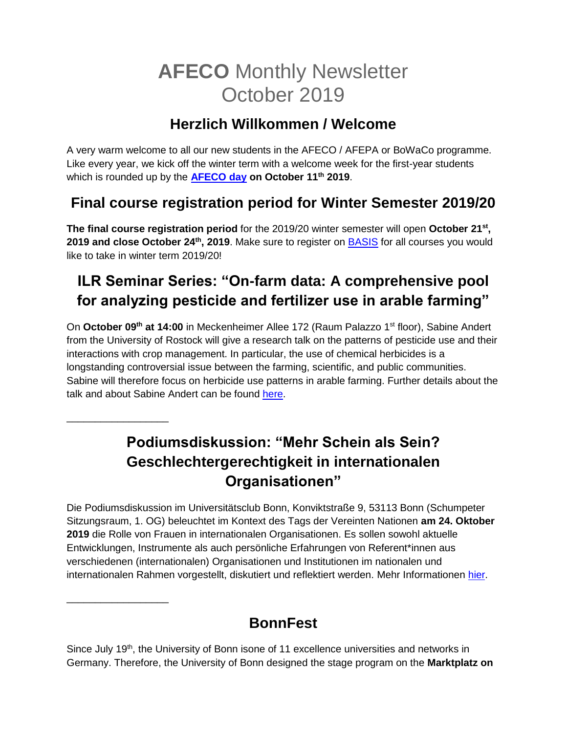# **AFECO** Monthly Newsletter October 2019

## Herzlich Willkommen / Welcome

A very warm welcome to all our new students in the AFECO / AFEPA or BoWaCo programme. Like every year, we kick off the winter term with a welcome week for the first-year students which is rounded up by the **AFECO day on October 11th 2019**.

## Final course registration period for Winter Semester 2019/20

**The final course registration period** for the 2019/20 winter semester will open **October 21st, 2019 and close October 24th, 2019**. Make sure to register on BASIS for all courses you would like to take in winter term 2019/20!

## ILR Seminar Series: "On-farm data: A comprehensive pool for analyzing pesticide and fertilizer use in arable farming"

On **October 09th at 14:00** in Meckenheimer Allee 172 (Raum Palazzo 1st floor), Sabine Andert from the University of Rostock will give a research talk on the patterns of pesticide use and their interactions with crop management. In particular, the use of chemical herbicides is a longstanding controversial issue between the farming, scientific, and public communities. Sabine will therefore focus on herbicide use patterns in arable farming. Further details about the talk and about Sabine Andert can be found here.

---

## Podiumsdiskussion: "Mehr Schein als Sein? Geschlechtergerechtigkeit in internationalen Organisationen"

Die Podiumsdiskussion im Universitätsclub Bonn, Konviktstraße 9, 53113 Bonn (Schumpeter Sitzungsraum, 1. OG) beleuchtet im Kontext des Tags der Vereinten Nationen **am 24. Oktober 2019** die Rolle von Frauen in internationalen Organisationen. Es sollen sowohl aktuelle Entwicklungen, Instrumente als auch persönliche Erfahrungen von Referent*innen aus verschiedenen (internationalen) Organisationen und Institutionen im nationalen und internationalen Rahmen vorgestellt, diskutiert und reflektiert werden. Mehr Informationen hier.

---

## BonnFest

Since July 19th, the University of Bonn isone of 11 excellence universities and networks in Germany. Therefore, the University of Bonn designed the stage program on the **Marktplatz on**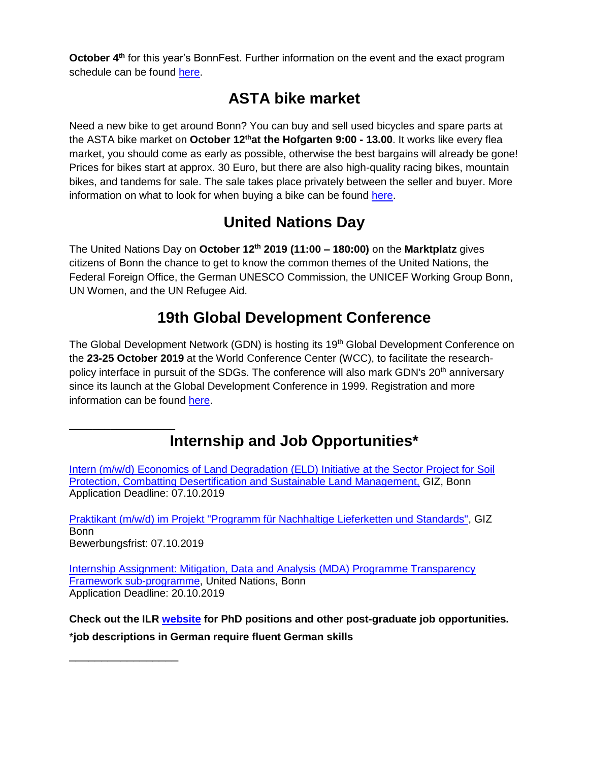**October 4th** for this year's BonnFest. Further information on the event and the exact program schedule can be found here.

## ASTA bike market

Need a new bike to get around Bonn? You can buy and sell used bicycles and spare parts at the ASTA bike market on **October 12th at the Hofgarten 9:00 - 13.00**. It works like every flea market, you should come as early as possible, otherwise the best bargains will already be gone! Prices for bikes start at approx. 30 Euro, but there are also high-quality racing bikes, mountain bikes, and tandems for sale. The sale takes place privately between the seller and buyer. More information on what to look for when buying a bike can be found here.

## United Nations Day

The United Nations Day on **October 12th 2019 (11:00 – 180:00)** on the **Marktplatz** gives citizens of Bonn the chance to get to know the common themes of the United Nations, the Federal Foreign Office, the German UNESCO Commission, the UNICEF Working Group Bonn, UN Women, and the UN Refugee Aid.

## 19th Global Development Conference

The Global Development Network (GDN) is hosting its 19th Global Development Conference on the **23-25 October 2019** at the World Conference Center (WCC), to facilitate the research-policy interface in pursuit of the SDGs. The conference will also mark GDN's 20th anniversary since its launch at the Global Development Conference in 1999. Registration and more information can be found here.

---

## Internship and Job Opportunities*

Intern (m/w/d) Economics of Land Degradation (ELD) Initiative at the Sector Project for Soil Protection, Combatting Desertification and Sustainable Land Management, GIZ, Bonn
Application Deadline: 07.10.2019

Praktikant (m/w/d) im Projekt "Programm für Nachhaltige Lieferketten und Standards", GIZ Bonn
Bewerbungsfrist: 07.10.2019

Internship Assignment: Mitigation, Data and Analysis (MDA) Programme Transparency Framework sub-programme, United Nations, Bonn
Application Deadline: 20.10.2019

**Check out the ILR website for PhD positions and other post-graduate job opportunities.**

\***job descriptions in German require fluent German skills**

---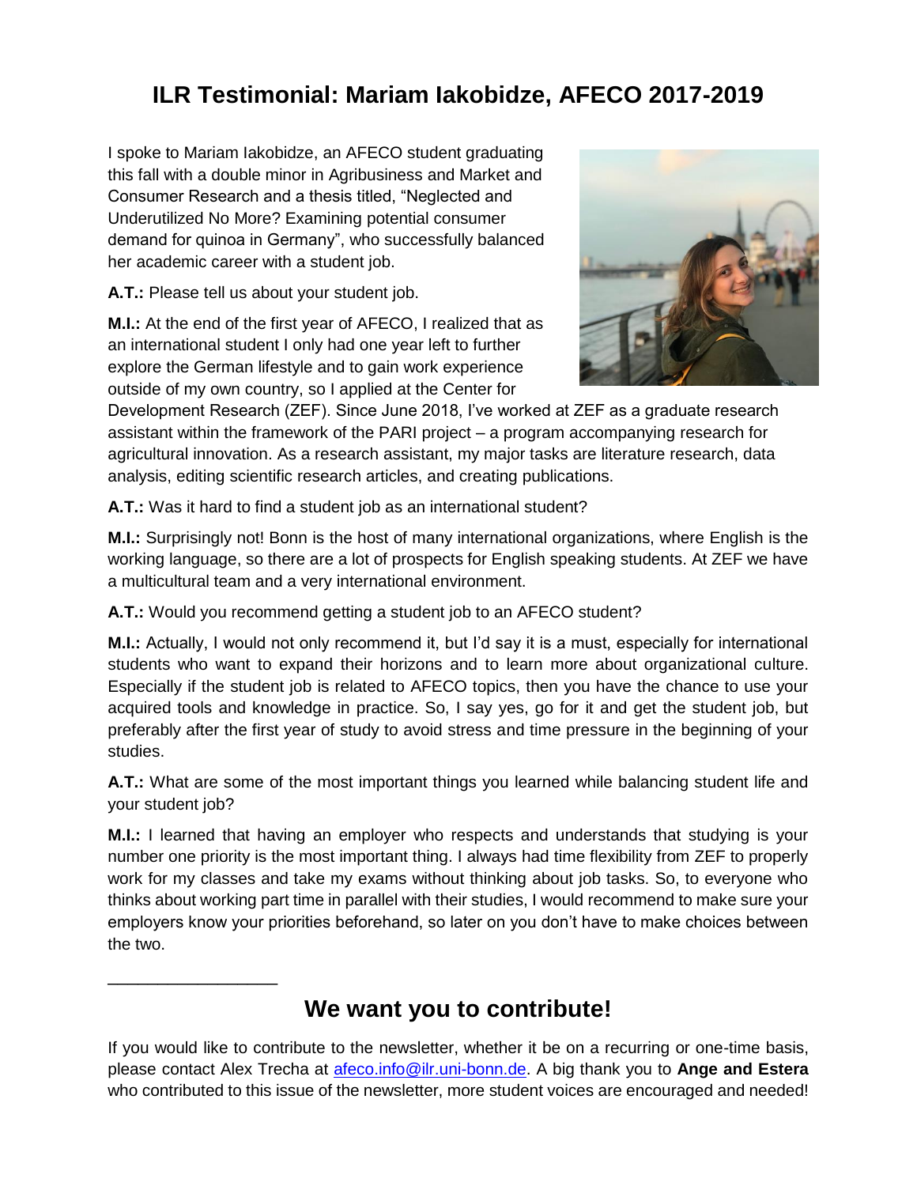# ILR Testimonial: Mariam Iakobidze, AFECO 2017-2019

I spoke to Mariam Iakobidze, an AFECO student graduating this fall with a double minor in Agribusiness and Market and Consumer Research and a thesis titled, "Neglected and Underutilized No More? Examining potential consumer demand for quinoa in Germany", who successfully balanced her academic career with a student job.

**A.T.:** Please tell us about your student job.

**M.I.:** At the end of the first year of AFECO, I realized that as an international student I only had one year left to further explore the German lifestyle and to gain work experience outside of my own country, so I applied at the Center for Development Research (ZEF). Since June 2018, I've worked at ZEF as a graduate research assistant within the framework of the PARI project – a program accompanying research for agricultural innovation. As a research assistant, my major tasks are literature research, data analysis, editing scientific research articles, and creating publications.

**A.T.:** Was it hard to find a student job as an international student?

**M.I.:** Surprisingly not! Bonn is the host of many international organizations, where English is the working language, so there are a lot of prospects for English speaking students. At ZEF we have a multicultural team and a very international environment.

**A.T.:** Would you recommend getting a student job to an AFECO student?

**M.I.:** Actually, I would not only recommend it, but I'd say it is a must, especially for international students who want to expand their horizons and to learn more about organizational culture. Especially if the student job is related to AFECO topics, then you have the chance to use your acquired tools and knowledge in practice. So, I say yes, go for it and get the student job, but preferably after the first year of study to avoid stress and time pressure in the beginning of your studies.

**A.T.:** What are some of the most important things you learned while balancing student life and your student job?

**M.I.:** I learned that having an employer who respects and understands that studying is your number one priority is the most important thing. I always had time flexibility from ZEF to properly work for my classes and take my exams without thinking about job tasks. So, to everyone who thinks about working part time in parallel with their studies, I would recommend to make sure your employers know your priorities beforehand, so later on you don't have to make choices between the two.

---

## We want you to contribute!

If you would like to contribute to the newsletter, whether it be on a recurring or one-time basis, please contact Alex Trecha at afeco.info@ilr.uni-bonn.de. A big thank you to **Ange and Estera** who contributed to this issue of the newsletter, more student voices are encouraged and needed!